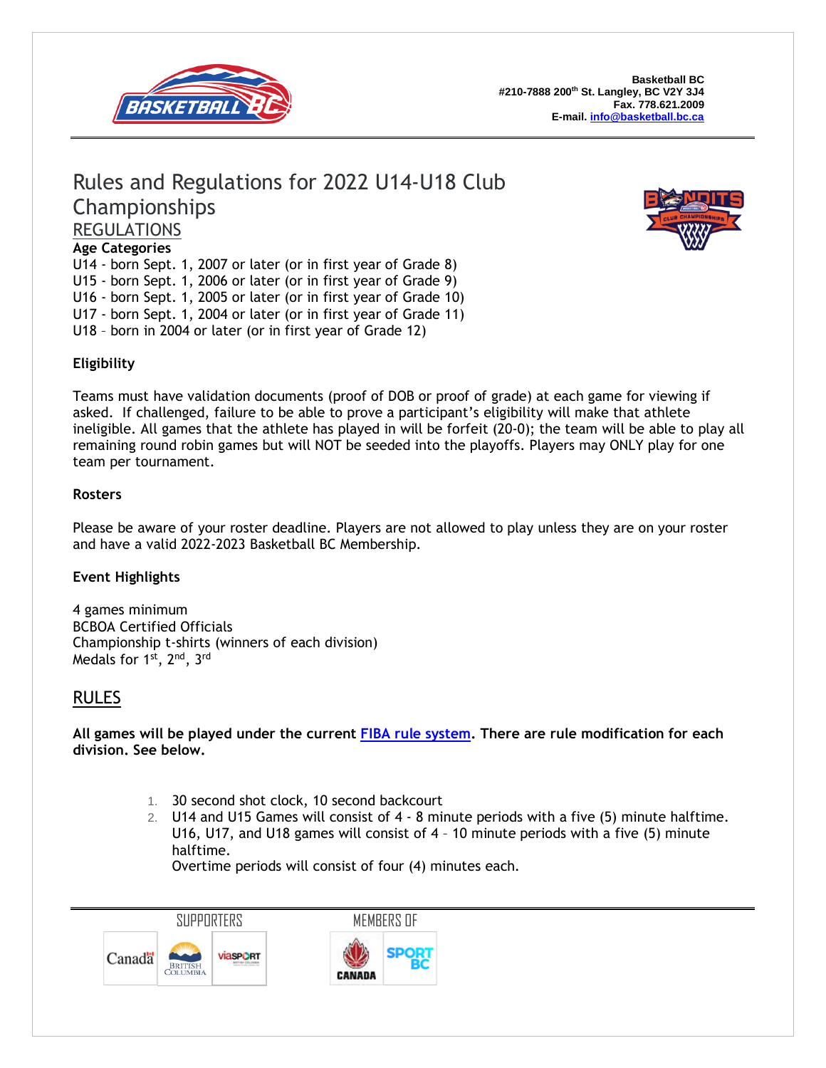Basketball BC
#210-7888 200th St. Langley, BC V2Y 3J4
Fax. 778.621.2009
E-mail. info@basketball.bc.ca

# Rules and Regulations for 2022 U14-U18 Club Championships

## REGULATIONS

**Age Categories**

U14 - born Sept. 1, 2007 or later (or in first year of Grade 8)
U15 - born Sept. 1, 2006 or later (or in first year of Grade 9)
U16 - born Sept. 1, 2005 or later (or in first year of Grade 10)
U17 - born Sept. 1, 2004 or later (or in first year of Grade 11)
U18 – born in 2004 or later (or in first year of Grade 12)

**Eligibility**

Teams must have validation documents (proof of DOB or proof of grade) at each game for viewing if asked. If challenged, failure to be able to prove a participant's eligibility will make that athlete ineligible. All games that the athlete has played in will be forfeit (20-0); the team will be able to play all remaining round robin games but will NOT be seeded into the playoffs. Players may ONLY play for one team per tournament.

**Rosters**

Please be aware of your roster deadline. Players are not allowed to play unless they are on your roster and have a valid 2022-2023 Basketball BC Membership.

**Event Highlights**

4 games minimum
BCBOA Certified Officials
Championship t-shirts (winners of each division)
Medals for 1st, 2nd, 3rd

## RULES

**All games will be played under the current FIBA rule system. There are rule modification for each division. See below.**

1. 30 second shot clock, 10 second backcourt
2. U14 and U15 Games will consist of 4 - 8 minute periods with a five (5) minute halftime. U16, U17, and U18 games will consist of 4 – 10 minute periods with a five (5) minute halftime.
   Overtime periods will consist of four (4) minutes each.

SUPPORTERS

MEMBERS OF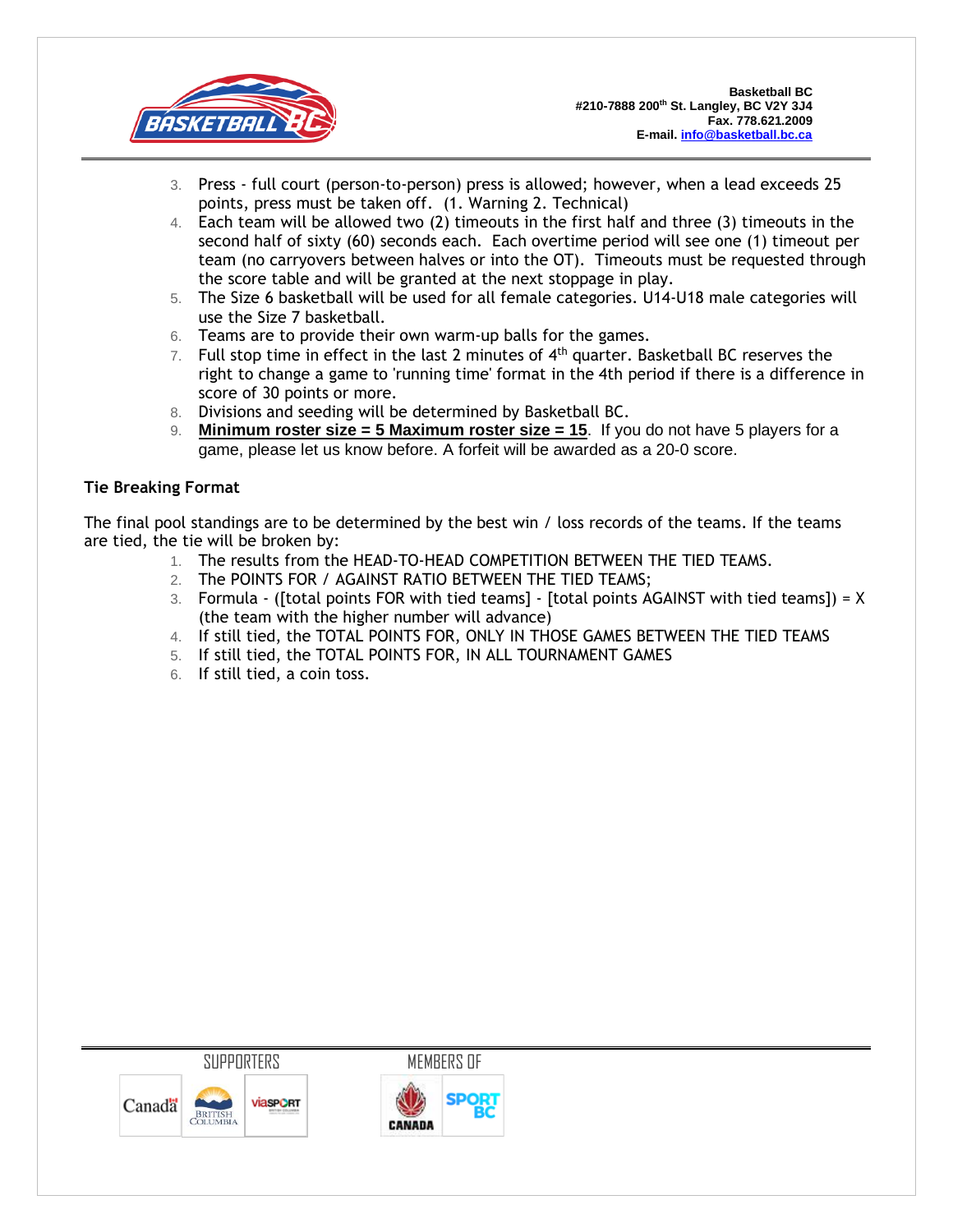3. Press - full court (person-to-person) press is allowed; however, when a lead exceeds 25 points, press must be taken off. (1. Warning 2. Technical)
4. Each team will be allowed two (2) timeouts in the first half and three (3) timeouts in the second half of sixty (60) seconds each. Each overtime period will see one (1) timeout per team (no carryovers between halves or into the OT). Timeouts must be requested through the score table and will be granted at the next stoppage in play.
5. The Size 6 basketball will be used for all female categories. U14-U18 male categories will use the Size 7 basketball.
6. Teams are to provide their own warm-up balls for the games.
7. Full stop time in effect in the last 2 minutes of 4th quarter. Basketball BC reserves the right to change a game to 'running time' format in the 4th period if there is a difference in score of 30 points or more.
8. Divisions and seeding will be determined by Basketball BC.
9. **Minimum roster size = 5 Maximum roster size = 15**. If you do not have 5 players for a game, please let us know before. A forfeit will be awarded as a 20-0 score.

**Tie Breaking Format**

The final pool standings are to be determined by the best win / loss records of the teams. If the teams are tied, the tie will be broken by:

1. The results from the HEAD-TO-HEAD COMPETITION BETWEEN THE TIED TEAMS.
2. The POINTS FOR / AGAINST RATIO BETWEEN THE TIED TEAMS;
3. Formula - ([total points FOR with tied teams] - [total points AGAINST with tied teams]) = X (the team with the higher number will advance)
4. If still tied, the TOTAL POINTS FOR, ONLY IN THOSE GAMES BETWEEN THE TIED TEAMS
5. If still tied, the TOTAL POINTS FOR, IN ALL TOURNAMENT GAMES
6. If still tied, a coin toss.